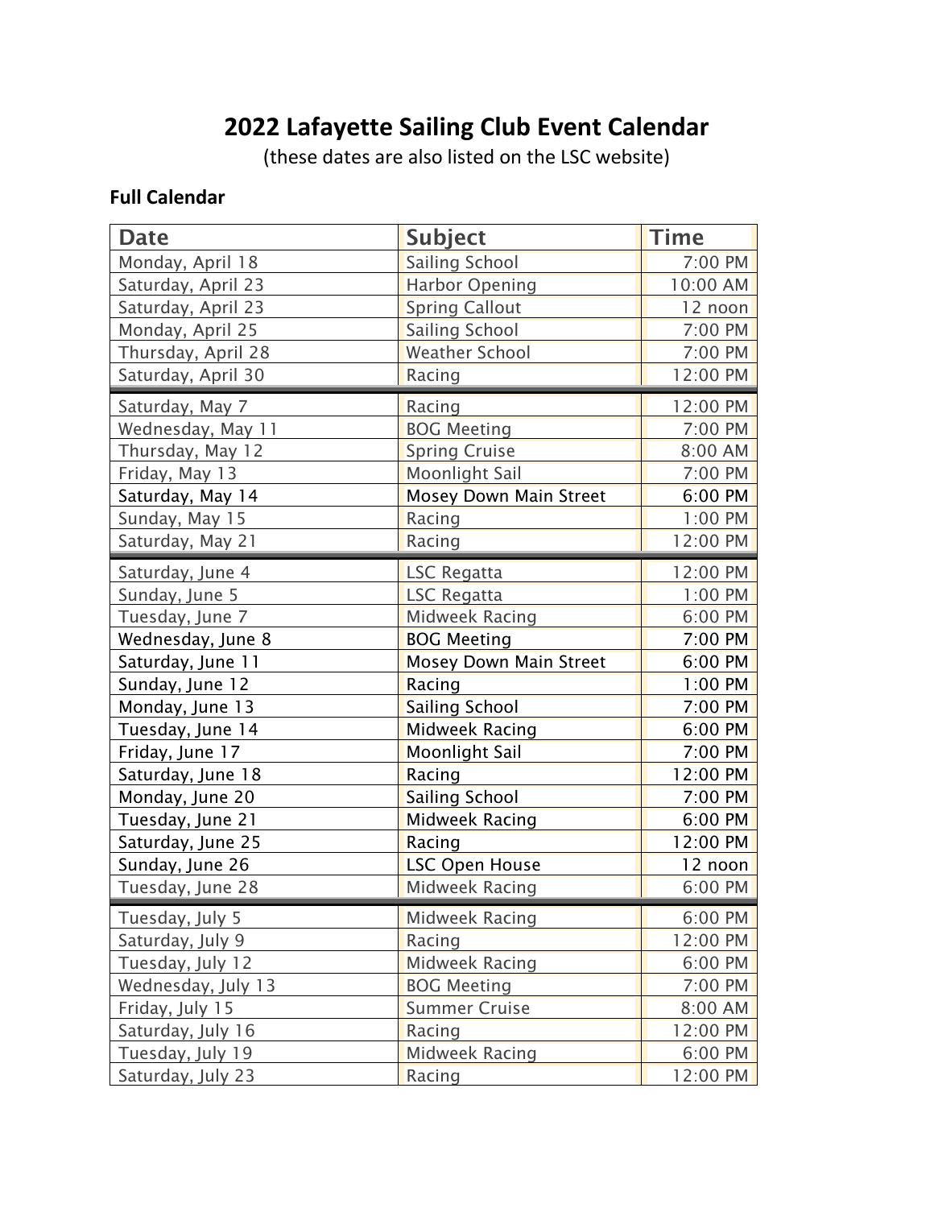# 2022 Lafayette Sailing Club Event Calendar

(these dates are also listed on the LSC website)

### Full Calendar

| Date | Subject | Time |
|---|---|---|
| Monday, April 18 | Sailing School | 7:00 PM |
| Saturday, April 23 | Harbor Opening | 10:00 AM |
| Saturday, April 23 | Spring Callout | 12 noon |
| Monday, April 25 | Sailing School | 7:00 PM |
| Thursday, April 28 | Weather School | 7:00 PM |
| Saturday, April 30 | Racing | 12:00 PM |
| Saturday, May 7 | Racing | 12:00 PM |
| Wednesday, May 11 | BOG Meeting | 7:00 PM |
| Thursday, May 12 | Spring Cruise | 8:00 AM |
| Friday, May 13 | Moonlight Sail | 7:00 PM |
| Saturday, May 14 | Mosey Down Main Street | 6:00 PM |
| Sunday, May 15 | Racing | 1:00 PM |
| Saturday, May 21 | Racing | 12:00 PM |
| Saturday, June 4 | LSC Regatta | 12:00 PM |
| Sunday, June 5 | LSC Regatta | 1:00 PM |
| Tuesday, June 7 | Midweek Racing | 6:00 PM |
| Wednesday, June 8 | BOG Meeting | 7:00 PM |
| Saturday, June 11 | Mosey Down Main Street | 6:00 PM |
| Sunday, June 12 | Racing | 1:00 PM |
| Monday, June 13 | Sailing School | 7:00 PM |
| Tuesday, June 14 | Midweek Racing | 6:00 PM |
| Friday, June 17 | Moonlight Sail | 7:00 PM |
| Saturday, June 18 | Racing | 12:00 PM |
| Monday, June 20 | Sailing School | 7:00 PM |
| Tuesday, June 21 | Midweek Racing | 6:00 PM |
| Saturday, June 25 | Racing | 12:00 PM |
| Sunday, June 26 | LSC Open House | 12 noon |
| Tuesday, June 28 | Midweek Racing | 6:00 PM |
| Tuesday, July 5 | Midweek Racing | 6:00 PM |
| Saturday, July 9 | Racing | 12:00 PM |
| Tuesday, July 12 | Midweek Racing | 6:00 PM |
| Wednesday, July 13 | BOG Meeting | 7:00 PM |
| Friday, July 15 | Summer Cruise | 8:00 AM |
| Saturday, July 16 | Racing | 12:00 PM |
| Tuesday, July 19 | Midweek Racing | 6:00 PM |
| Saturday, July 23 | Racing | 12:00 PM |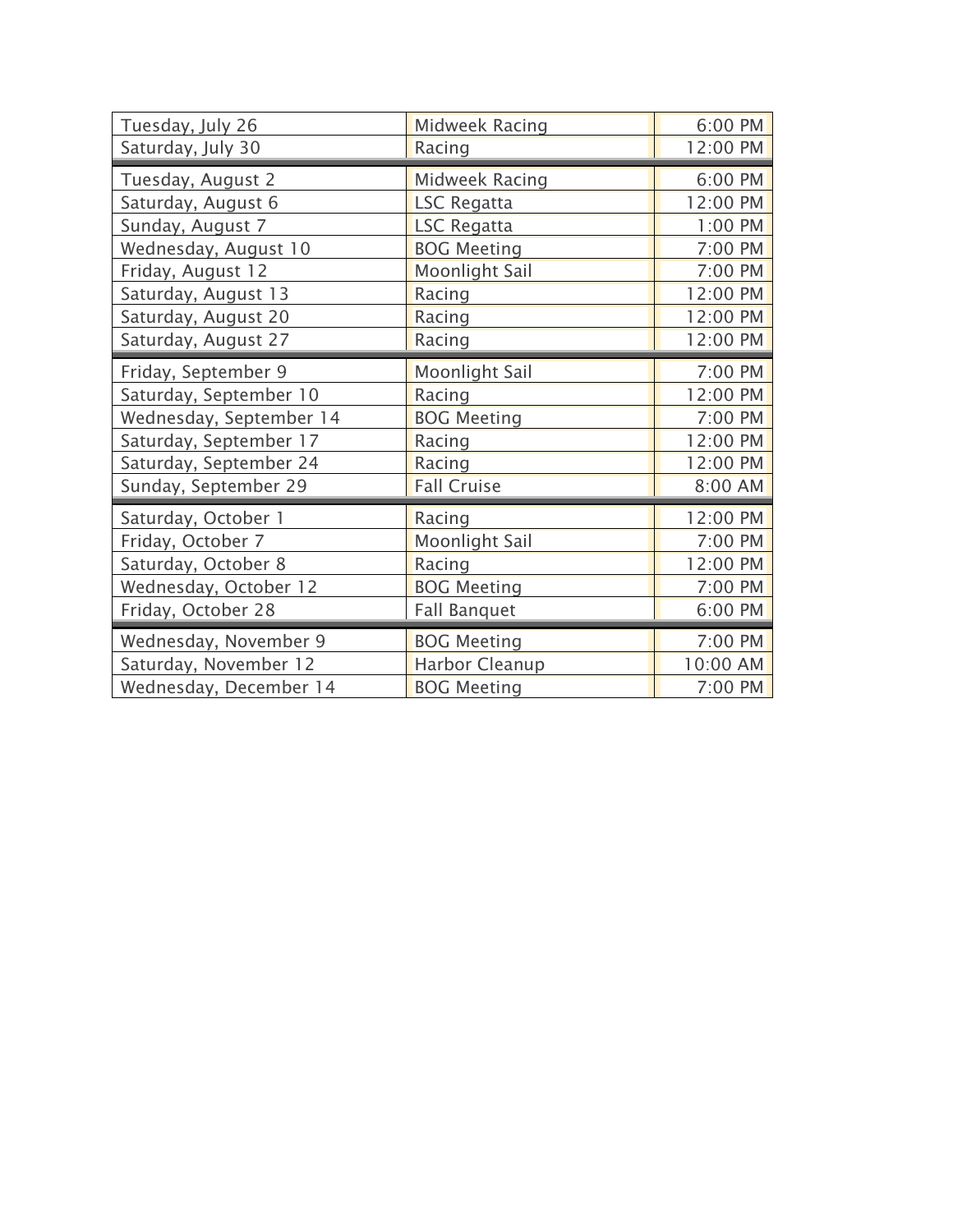| | | |
|---|---|---|
| Tuesday, July 26 | Midweek Racing | 6:00 PM |
| Saturday, July 30 | Racing | 12:00 PM |
| Tuesday, August 2 | Midweek Racing | 6:00 PM |
| Saturday, August 6 | LSC Regatta | 12:00 PM |
| Sunday, August 7 | LSC Regatta | 1:00 PM |
| Wednesday, August 10 | BOG Meeting | 7:00 PM |
| Friday, August 12 | Moonlight Sail | 7:00 PM |
| Saturday, August 13 | Racing | 12:00 PM |
| Saturday, August 20 | Racing | 12:00 PM |
| Saturday, August 27 | Racing | 12:00 PM |
| Friday, September 9 | Moonlight Sail | 7:00 PM |
| Saturday, September 10 | Racing | 12:00 PM |
| Wednesday, September 14 | BOG Meeting | 7:00 PM |
| Saturday, September 17 | Racing | 12:00 PM |
| Saturday, September 24 | Racing | 12:00 PM |
| Sunday, September 29 | Fall Cruise | 8:00 AM |
| Saturday, October 1 | Racing | 12:00 PM |
| Friday, October 7 | Moonlight Sail | 7:00 PM |
| Saturday, October 8 | Racing | 12:00 PM |
| Wednesday, October 12 | BOG Meeting | 7:00 PM |
| Friday, October 28 | Fall Banquet | 6:00 PM |
| Wednesday, November 9 | BOG Meeting | 7:00 PM |
| Saturday, November 12 | Harbor Cleanup | 10:00 AM |
| Wednesday, December 14 | BOG Meeting | 7:00 PM |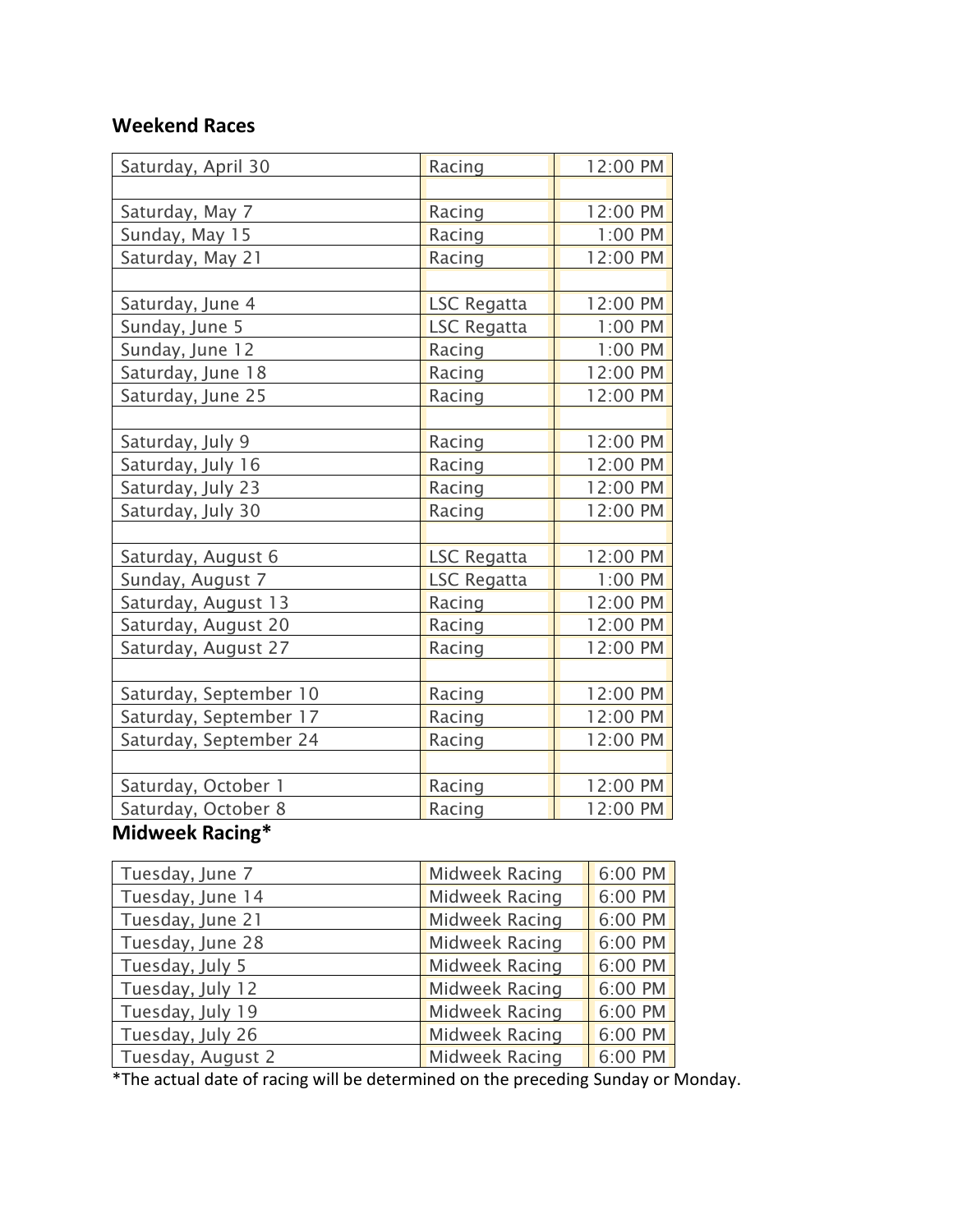## Weekend Races

| | | |
|---|---|---|
| Saturday, April 30 | Racing | 12:00 PM |
| | | |
| Saturday, May 7 | Racing | 12:00 PM |
| Sunday, May 15 | Racing | 1:00 PM |
| Saturday, May 21 | Racing | 12:00 PM |
| | | |
| Saturday, June 4 | LSC Regatta | 12:00 PM |
| Sunday, June 5 | LSC Regatta | 1:00 PM |
| Sunday, June 12 | Racing | 1:00 PM |
| Saturday, June 18 | Racing | 12:00 PM |
| Saturday, June 25 | Racing | 12:00 PM |
| | | |
| Saturday, July 9 | Racing | 12:00 PM |
| Saturday, July 16 | Racing | 12:00 PM |
| Saturday, July 23 | Racing | 12:00 PM |
| Saturday, July 30 | Racing | 12:00 PM |
| | | |
| Saturday, August 6 | LSC Regatta | 12:00 PM |
| Sunday, August 7 | LSC Regatta | 1:00 PM |
| Saturday, August 13 | Racing | 12:00 PM |
| Saturday, August 20 | Racing | 12:00 PM |
| Saturday, August 27 | Racing | 12:00 PM |
| | | |
| Saturday, September 10 | Racing | 12:00 PM |
| Saturday, September 17 | Racing | 12:00 PM |
| Saturday, September 24 | Racing | 12:00 PM |
| | | |
| Saturday, October 1 | Racing | 12:00 PM |
| Saturday, October 8 | Racing | 12:00 PM |

## Midweek Racing*

| | | |
|---|---|---|
| Tuesday, June 7 | Midweek Racing | 6:00 PM |
| Tuesday, June 14 | Midweek Racing | 6:00 PM |
| Tuesday, June 21 | Midweek Racing | 6:00 PM |
| Tuesday, June 28 | Midweek Racing | 6:00 PM |
| Tuesday, July 5 | Midweek Racing | 6:00 PM |
| Tuesday, July 12 | Midweek Racing | 6:00 PM |
| Tuesday, July 19 | Midweek Racing | 6:00 PM |
| Tuesday, July 26 | Midweek Racing | 6:00 PM |
| Tuesday, August 2 | Midweek Racing | 6:00 PM |

*The actual date of racing will be determined on the preceding Sunday or Monday.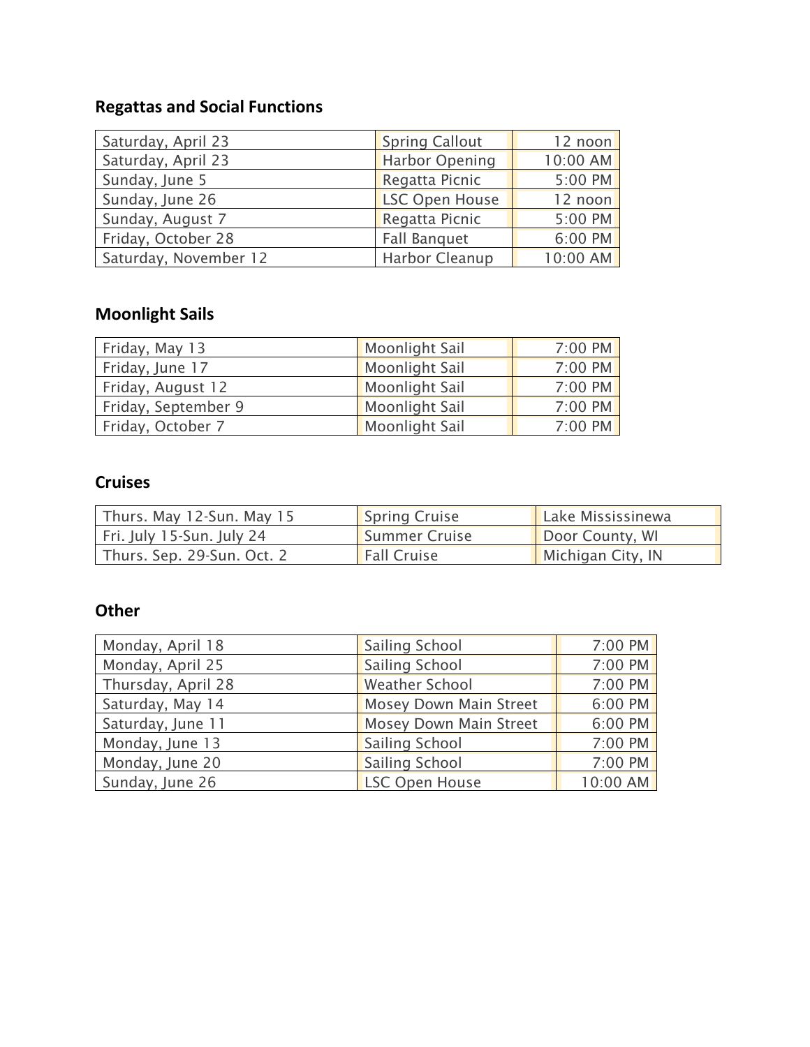### Regattas and Social Functions

| | | |
|---|---|---|
| Saturday, April 23 | Spring Callout | 12 noon |
| Saturday, April 23 | Harbor Opening | 10:00 AM |
| Sunday, June 5 | Regatta Picnic | 5:00 PM |
| Sunday, June 26 | LSC Open House | 12 noon |
| Sunday, August 7 | Regatta Picnic | 5:00 PM |
| Friday, October 28 | Fall Banquet | 6:00 PM |
| Saturday, November 12 | Harbor Cleanup | 10:00 AM |

### Moonlight Sails

| | | |
|---|---|---|
| Friday, May 13 | Moonlight Sail | 7:00 PM |
| Friday, June 17 | Moonlight Sail | 7:00 PM |
| Friday, August 12 | Moonlight Sail | 7:00 PM |
| Friday, September 9 | Moonlight Sail | 7:00 PM |
| Friday, October 7 | Moonlight Sail | 7:00 PM |

### Cruises

| | | |
|---|---|---|
| Thurs. May 12-Sun. May 15 | Spring Cruise | Lake Mississinewa |
| Fri. July 15-Sun. July 24 | Summer Cruise | Door County, WI |
| Thurs. Sep. 29-Sun. Oct. 2 | Fall Cruise | Michigan City, IN |

### Other

| | | |
|---|---|---|
| Monday, April 18 | Sailing School | 7:00 PM |
| Monday, April 25 | Sailing School | 7:00 PM |
| Thursday, April 28 | Weather School | 7:00 PM |
| Saturday, May 14 | Mosey Down Main Street | 6:00 PM |
| Saturday, June 11 | Mosey Down Main Street | 6:00 PM |
| Monday, June 13 | Sailing School | 7:00 PM |
| Monday, June 20 | Sailing School | 7:00 PM |
| Sunday, June 26 | LSC Open House | 10:00 AM |